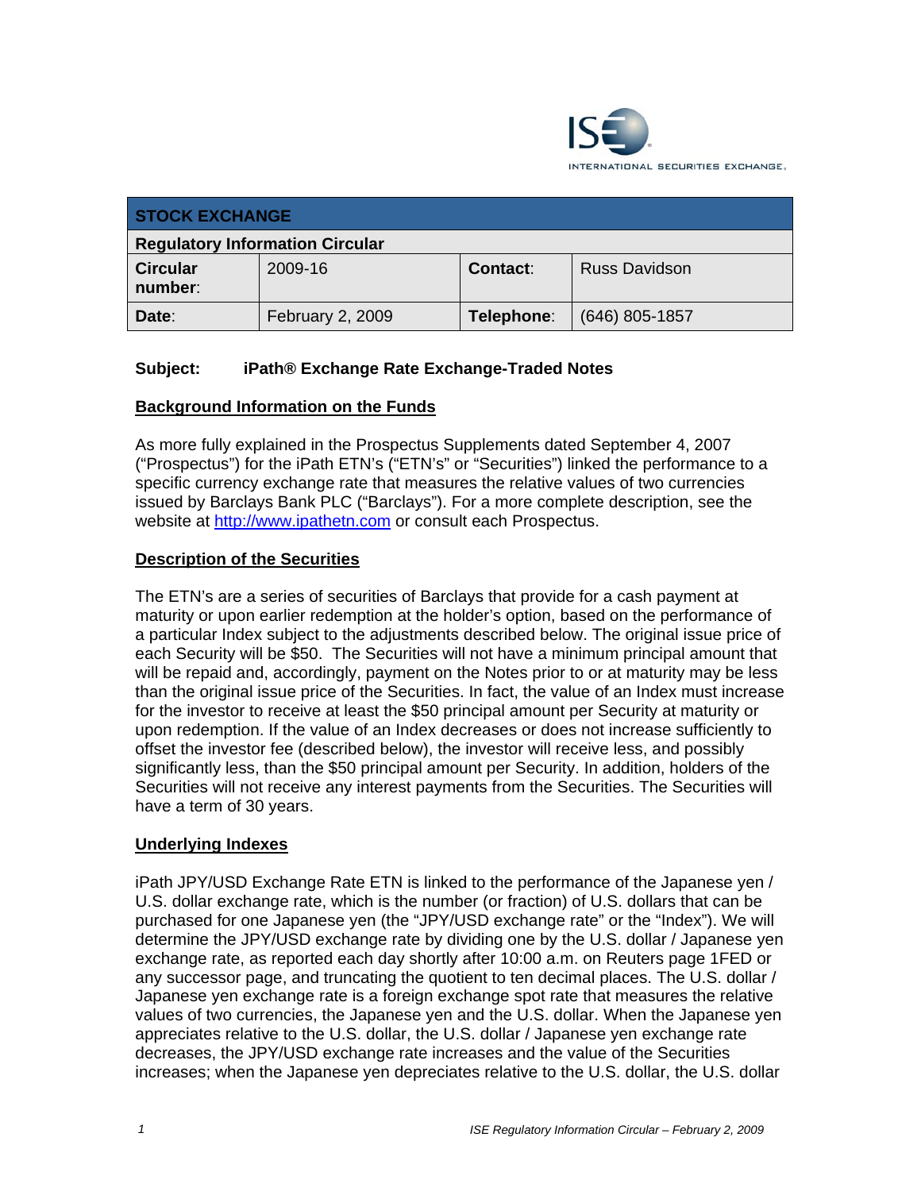ISE INTERNATIONAL SECURITIES EXCHANGE.

| STOCK EXCHANGE | | | |
|---|---|---|---|
| **Regulatory Information Circular** | | | |
| **Circular number**: | 2009-16 | **Contact**: | Russ Davidson |
| **Date**: | February 2, 2009 | **Telephone**: | (646) 805-1857 |

**Subject: iPath® Exchange Rate Exchange-Traded Notes**

## Background Information on the Funds

As more fully explained in the Prospectus Supplements dated September 4, 2007 ("Prospectus") for the iPath ETN's ("ETN's" or "Securities") linked the performance to a specific currency exchange rate that measures the relative values of two currencies issued by Barclays Bank PLC ("Barclays"). For a more complete description, see the website at http://www.ipathetn.com or consult each Prospectus.

## Description of the Securities

The ETN's are a series of securities of Barclays that provide for a cash payment at maturity or upon earlier redemption at the holder's option, based on the performance of a particular Index subject to the adjustments described below. The original issue price of each Security will be $50. The Securities will not have a minimum principal amount that will be repaid and, accordingly, payment on the Notes prior to or at maturity may be less than the original issue price of the Securities. In fact, the value of an Index must increase for the investor to receive at least the $50 principal amount per Security at maturity or upon redemption. If the value of an Index decreases or does not increase sufficiently to offset the investor fee (described below), the investor will receive less, and possibly significantly less, than the $50 principal amount per Security. In addition, holders of the Securities will not receive any interest payments from the Securities. The Securities will have a term of 30 years.

## Underlying Indexes

iPath JPY/USD Exchange Rate ETN is linked to the performance of the Japanese yen / U.S. dollar exchange rate, which is the number (or fraction) of U.S. dollars that can be purchased for one Japanese yen (the "JPY/USD exchange rate" or the "Index"). We will determine the JPY/USD exchange rate by dividing one by the U.S. dollar / Japanese yen exchange rate, as reported each day shortly after 10:00 a.m. on Reuters page 1FED or any successor page, and truncating the quotient to ten decimal places. The U.S. dollar / Japanese yen exchange rate is a foreign exchange spot rate that measures the relative values of two currencies, the Japanese yen and the U.S. dollar. When the Japanese yen appreciates relative to the U.S. dollar, the U.S. dollar / Japanese yen exchange rate decreases, the JPY/USD exchange rate increases and the value of the Securities increases; when the Japanese yen depreciates relative to the U.S. dollar, the U.S. dollar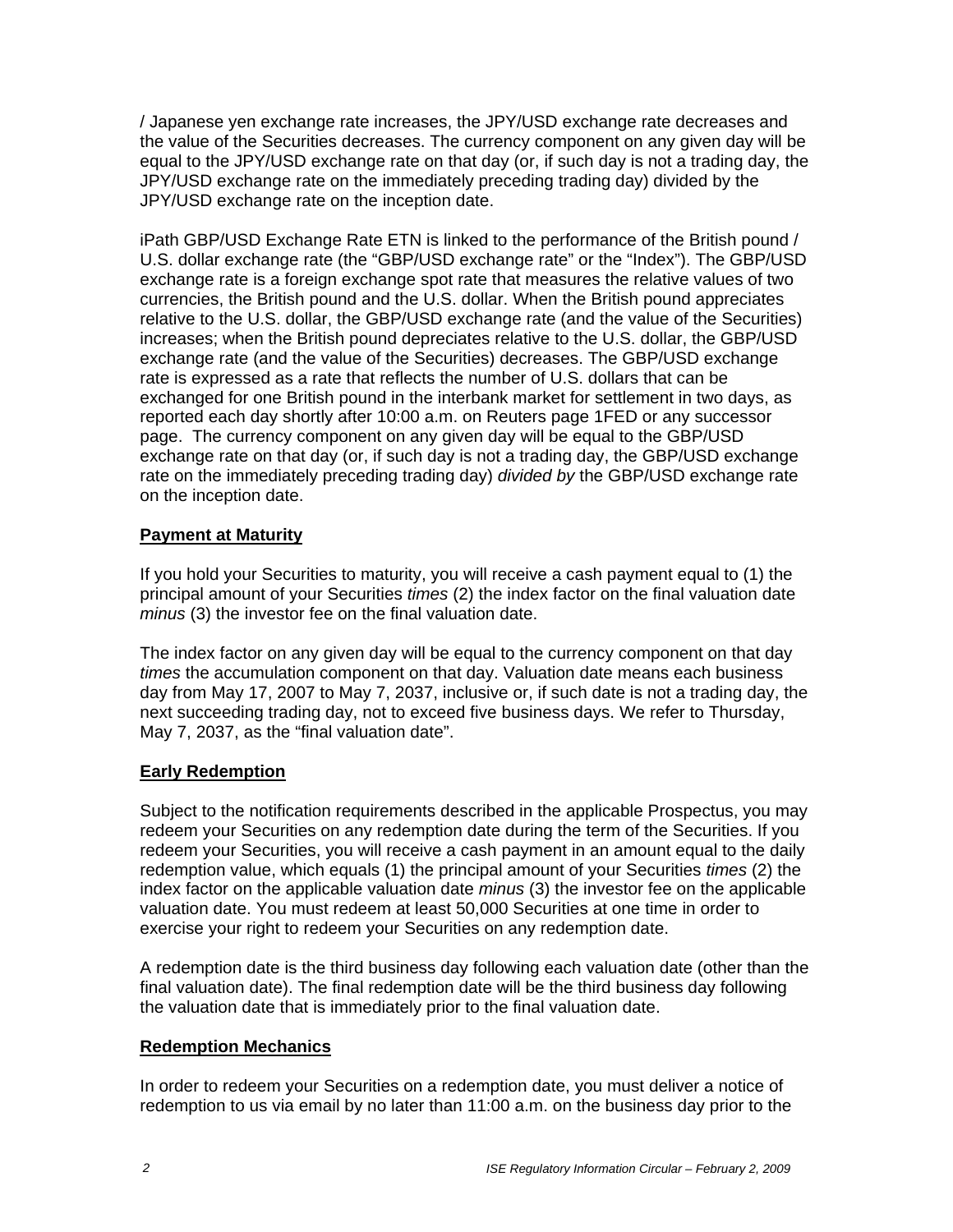/ Japanese yen exchange rate increases, the JPY/USD exchange rate decreases and the value of the Securities decreases. The currency component on any given day will be equal to the JPY/USD exchange rate on that day (or, if such day is not a trading day, the JPY/USD exchange rate on the immediately preceding trading day) divided by the JPY/USD exchange rate on the inception date.

iPath GBP/USD Exchange Rate ETN is linked to the performance of the British pound / U.S. dollar exchange rate (the "GBP/USD exchange rate" or the "Index"). The GBP/USD exchange rate is a foreign exchange spot rate that measures the relative values of two currencies, the British pound and the U.S. dollar. When the British pound appreciates relative to the U.S. dollar, the GBP/USD exchange rate (and the value of the Securities) increases; when the British pound depreciates relative to the U.S. dollar, the GBP/USD exchange rate (and the value of the Securities) decreases. The GBP/USD exchange rate is expressed as a rate that reflects the number of U.S. dollars that can be exchanged for one British pound in the interbank market for settlement in two days, as reported each day shortly after 10:00 a.m. on Reuters page 1FED or any successor page. The currency component on any given day will be equal to the GBP/USD exchange rate on that day (or, if such day is not a trading day, the GBP/USD exchange rate on the immediately preceding trading day) *divided by* the GBP/USD exchange rate on the inception date.

**Payment at Maturity**

If you hold your Securities to maturity, you will receive a cash payment equal to (1) the principal amount of your Securities *times* (2) the index factor on the final valuation date *minus* (3) the investor fee on the final valuation date.

The index factor on any given day will be equal to the currency component on that day *times* the accumulation component on that day. Valuation date means each business day from May 17, 2007 to May 7, 2037, inclusive or, if such date is not a trading day, the next succeeding trading day, not to exceed five business days. We refer to Thursday, May 7, 2037, as the "final valuation date".

**Early Redemption**

Subject to the notification requirements described in the applicable Prospectus, you may redeem your Securities on any redemption date during the term of the Securities. If you redeem your Securities, you will receive a cash payment in an amount equal to the daily redemption value, which equals (1) the principal amount of your Securities *times* (2) the index factor on the applicable valuation date *minus* (3) the investor fee on the applicable valuation date. You must redeem at least 50,000 Securities at one time in order to exercise your right to redeem your Securities on any redemption date.

A redemption date is the third business day following each valuation date (other than the final valuation date). The final redemption date will be the third business day following the valuation date that is immediately prior to the final valuation date.

**Redemption Mechanics**

In order to redeem your Securities on a redemption date, you must deliver a notice of redemption to us via email by no later than 11:00 a.m. on the business day prior to the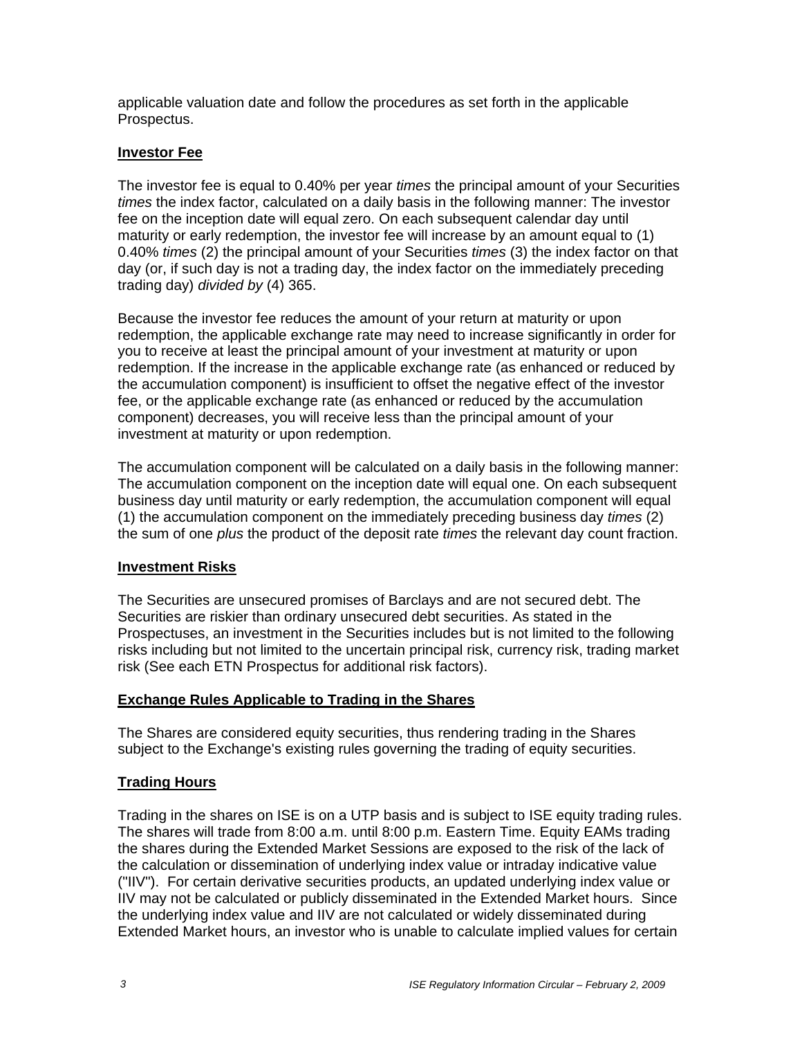applicable valuation date and follow the procedures as set forth in the applicable Prospectus.

**Investor Fee**

The investor fee is equal to 0.40% per year *times* the principal amount of your Securities *times* the index factor, calculated on a daily basis in the following manner: The investor fee on the inception date will equal zero. On each subsequent calendar day until maturity or early redemption, the investor fee will increase by an amount equal to (1) 0.40% *times* (2) the principal amount of your Securities *times* (3) the index factor on that day (or, if such day is not a trading day, the index factor on the immediately preceding trading day) *divided by* (4) 365.

Because the investor fee reduces the amount of your return at maturity or upon redemption, the applicable exchange rate may need to increase significantly in order for you to receive at least the principal amount of your investment at maturity or upon redemption. If the increase in the applicable exchange rate (as enhanced or reduced by the accumulation component) is insufficient to offset the negative effect of the investor fee, or the applicable exchange rate (as enhanced or reduced by the accumulation component) decreases, you will receive less than the principal amount of your investment at maturity or upon redemption.

The accumulation component will be calculated on a daily basis in the following manner: The accumulation component on the inception date will equal one. On each subsequent business day until maturity or early redemption, the accumulation component will equal (1) the accumulation component on the immediately preceding business day *times* (2) the sum of one *plus* the product of the deposit rate *times* the relevant day count fraction.

**Investment Risks**

The Securities are unsecured promises of Barclays and are not secured debt. The Securities are riskier than ordinary unsecured debt securities. As stated in the Prospectuses, an investment in the Securities includes but is not limited to the following risks including but not limited to the uncertain principal risk, currency risk, trading market risk (See each ETN Prospectus for additional risk factors).

**Exchange Rules Applicable to Trading in the Shares**

The Shares are considered equity securities, thus rendering trading in the Shares subject to the Exchange's existing rules governing the trading of equity securities.

**Trading Hours**

Trading in the shares on ISE is on a UTP basis and is subject to ISE equity trading rules. The shares will trade from 8:00 a.m. until 8:00 p.m. Eastern Time. Equity EAMs trading the shares during the Extended Market Sessions are exposed to the risk of the lack of the calculation or dissemination of underlying index value or intraday indicative value ("IIV"). For certain derivative securities products, an updated underlying index value or IIV may not be calculated or publicly disseminated in the Extended Market hours. Since the underlying index value and IIV are not calculated or widely disseminated during Extended Market hours, an investor who is unable to calculate implied values for certain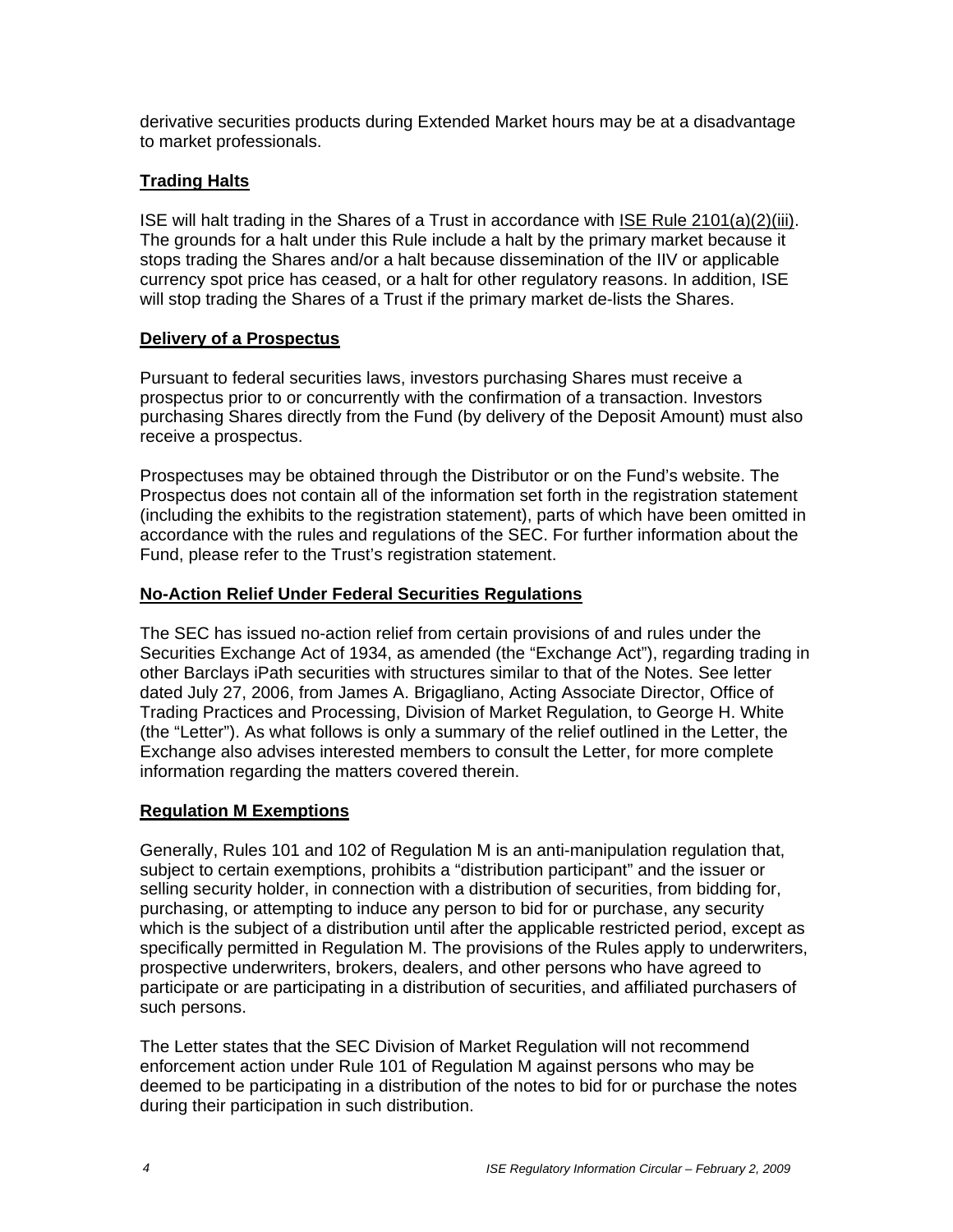derivative securities products during Extended Market hours may be at a disadvantage to market professionals.

**Trading Halts**

ISE will halt trading in the Shares of a Trust in accordance with ISE Rule 2101(a)(2)(iii). The grounds for a halt under this Rule include a halt by the primary market because it stops trading the Shares and/or a halt because dissemination of the IIV or applicable currency spot price has ceased, or a halt for other regulatory reasons. In addition, ISE will stop trading the Shares of a Trust if the primary market de-lists the Shares.

**Delivery of a Prospectus**

Pursuant to federal securities laws, investors purchasing Shares must receive a prospectus prior to or concurrently with the confirmation of a transaction. Investors purchasing Shares directly from the Fund (by delivery of the Deposit Amount) must also receive a prospectus.

Prospectuses may be obtained through the Distributor or on the Fund's website. The Prospectus does not contain all of the information set forth in the registration statement (including the exhibits to the registration statement), parts of which have been omitted in accordance with the rules and regulations of the SEC. For further information about the Fund, please refer to the Trust's registration statement.

**No-Action Relief Under Federal Securities Regulations**

The SEC has issued no-action relief from certain provisions of and rules under the Securities Exchange Act of 1934, as amended (the "Exchange Act"), regarding trading in other Barclays iPath securities with structures similar to that of the Notes. See letter dated July 27, 2006, from James A. Brigagliano, Acting Associate Director, Office of Trading Practices and Processing, Division of Market Regulation, to George H. White (the "Letter"). As what follows is only a summary of the relief outlined in the Letter, the Exchange also advises interested members to consult the Letter, for more complete information regarding the matters covered therein.

**Regulation M Exemptions**

Generally, Rules 101 and 102 of Regulation M is an anti-manipulation regulation that, subject to certain exemptions, prohibits a "distribution participant" and the issuer or selling security holder, in connection with a distribution of securities, from bidding for, purchasing, or attempting to induce any person to bid for or purchase, any security which is the subject of a distribution until after the applicable restricted period, except as specifically permitted in Regulation M. The provisions of the Rules apply to underwriters, prospective underwriters, brokers, dealers, and other persons who have agreed to participate or are participating in a distribution of securities, and affiliated purchasers of such persons.

The Letter states that the SEC Division of Market Regulation will not recommend enforcement action under Rule 101 of Regulation M against persons who may be deemed to be participating in a distribution of the notes to bid for or purchase the notes during their participation in such distribution.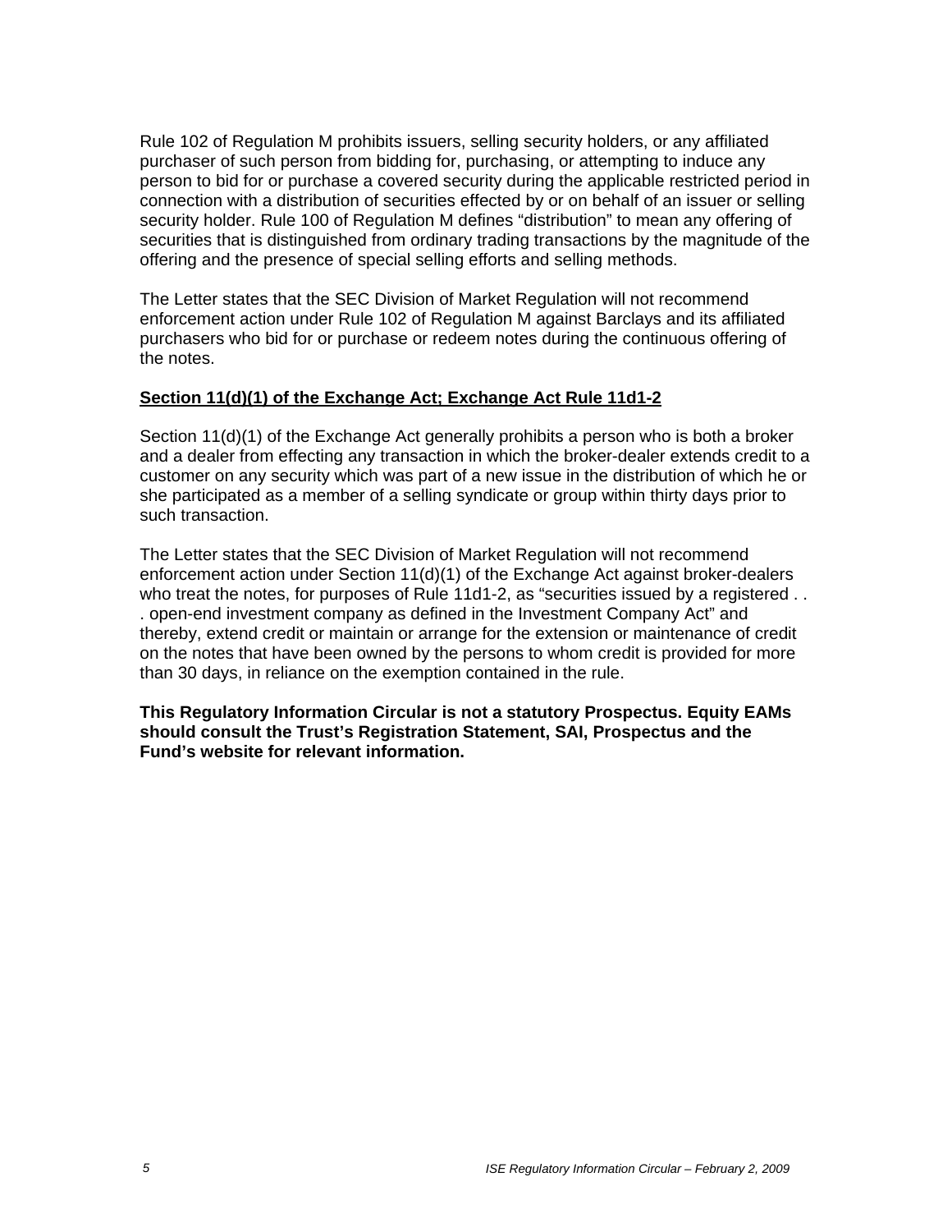Rule 102 of Regulation M prohibits issuers, selling security holders, or any affiliated purchaser of such person from bidding for, purchasing, or attempting to induce any person to bid for or purchase a covered security during the applicable restricted period in connection with a distribution of securities effected by or on behalf of an issuer or selling security holder. Rule 100 of Regulation M defines "distribution" to mean any offering of securities that is distinguished from ordinary trading transactions by the magnitude of the offering and the presence of special selling efforts and selling methods.

The Letter states that the SEC Division of Market Regulation will not recommend enforcement action under Rule 102 of Regulation M against Barclays and its affiliated purchasers who bid for or purchase or redeem notes during the continuous offering of the notes.

**Section 11(d)(1) of the Exchange Act; Exchange Act Rule 11d1-2**

Section 11(d)(1) of the Exchange Act generally prohibits a person who is both a broker and a dealer from effecting any transaction in which the broker-dealer extends credit to a customer on any security which was part of a new issue in the distribution of which he or she participated as a member of a selling syndicate or group within thirty days prior to such transaction.

The Letter states that the SEC Division of Market Regulation will not recommend enforcement action under Section 11(d)(1) of the Exchange Act against broker-dealers who treat the notes, for purposes of Rule 11d1-2, as "securities issued by a registered . . . open-end investment company as defined in the Investment Company Act" and thereby, extend credit or maintain or arrange for the extension or maintenance of credit on the notes that have been owned by the persons to whom credit is provided for more than 30 days, in reliance on the exemption contained in the rule.

**This Regulatory Information Circular is not a statutory Prospectus. Equity EAMs should consult the Trust's Registration Statement, SAI, Prospectus and the Fund's website for relevant information.**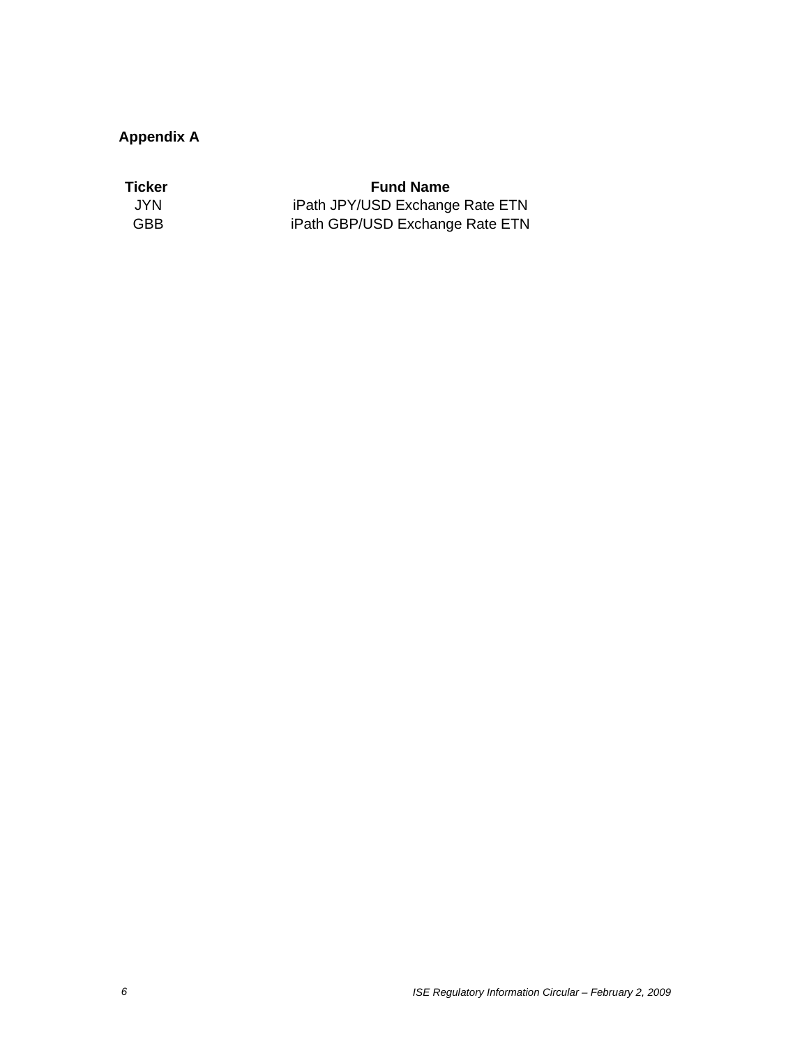**Appendix A**

| Ticker | Fund Name |
| --- | --- |
| JYN | iPath JPY/USD Exchange Rate ETN |
| GBB | iPath GBP/USD Exchange Rate ETN |